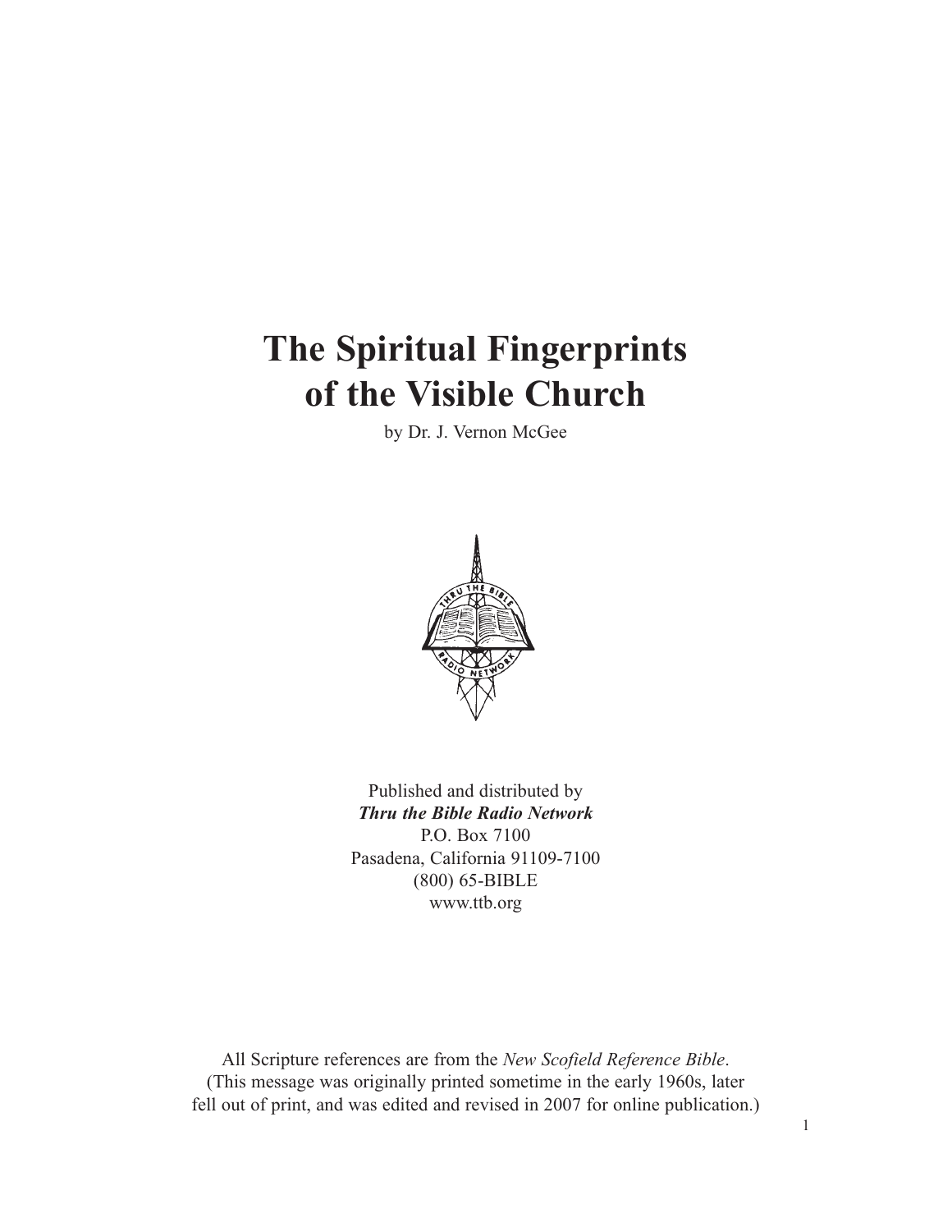# The Spiritual Fingerprints of the Visible Church

by Dr. J. Vernon McGee

Published and distributed by
***Thru the Bible Radio Network***
P.O. Box 7100
Pasadena, California 91109-7100
(800) 65-BIBLE
www.ttb.org

All Scripture references are from the *New Scofield Reference Bible*.
(This message was originally printed sometime in the early 1960s, later fell out of print, and was edited and revised in 2007 for online publication.)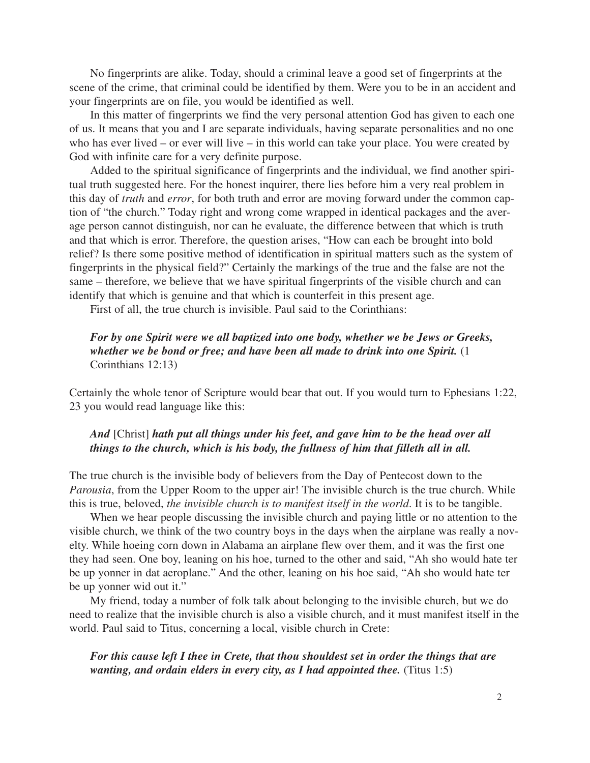No fingerprints are alike. Today, should a criminal leave a good set of fingerprints at the scene of the crime, that criminal could be identified by them. Were you to be in an accident and your fingerprints are on file, you would be identified as well.

In this matter of fingerprints we find the very personal attention God has given to each one of us. It means that you and I are separate individuals, having separate personalities and no one who has ever lived – or ever will live – in this world can take your place. You were created by God with infinite care for a very definite purpose.

Added to the spiritual significance of fingerprints and the individual, we find another spiritual truth suggested here. For the honest inquirer, there lies before him a very real problem in this day of *truth* and *error*, for both truth and error are moving forward under the common caption of "the church." Today right and wrong come wrapped in identical packages and the average person cannot distinguish, nor can he evaluate, the difference between that which is truth and that which is error. Therefore, the question arises, "How can each be brought into bold relief? Is there some positive method of identification in spiritual matters such as the system of fingerprints in the physical field?" Certainly the markings of the true and the false are not the same – therefore, we believe that we have spiritual fingerprints of the visible church and can identify that which is genuine and that which is counterfeit in this present age.

First of all, the true church is invisible. Paul said to the Corinthians:

> ***For by one Spirit were we all baptized into one body, whether we be Jews or Greeks, whether we be bond or free; and have been all made to drink into one Spirit.*** (1 Corinthians 12:13)

Certainly the whole tenor of Scripture would bear that out. If you would turn to Ephesians 1:22, 23 you would read language like this:

> ***And*** [Christ] ***hath put all things under his feet, and gave him to be the head over all things to the church, which is his body, the fullness of him that filleth all in all.***

The true church is the invisible body of believers from the Day of Pentecost down to the *Parousia*, from the Upper Room to the upper air! The invisible church is the true church. While this is true, beloved, *the invisible church is to manifest itself in the world*. It is to be tangible.

When we hear people discussing the invisible church and paying little or no attention to the visible church, we think of the two country boys in the days when the airplane was really a novelty. While hoeing corn down in Alabama an airplane flew over them, and it was the first one they had seen. One boy, leaning on his hoe, turned to the other and said, "Ah sho would hate ter be up yonner in dat aeroplane." And the other, leaning on his hoe said, "Ah sho would hate ter be up yonner wid out it."

My friend, today a number of folk talk about belonging to the invisible church, but we do need to realize that the invisible church is also a visible church, and it must manifest itself in the world. Paul said to Titus, concerning a local, visible church in Crete:

> ***For this cause left I thee in Crete, that thou shouldest set in order the things that are wanting, and ordain elders in every city, as I had appointed thee.*** (Titus 1:5)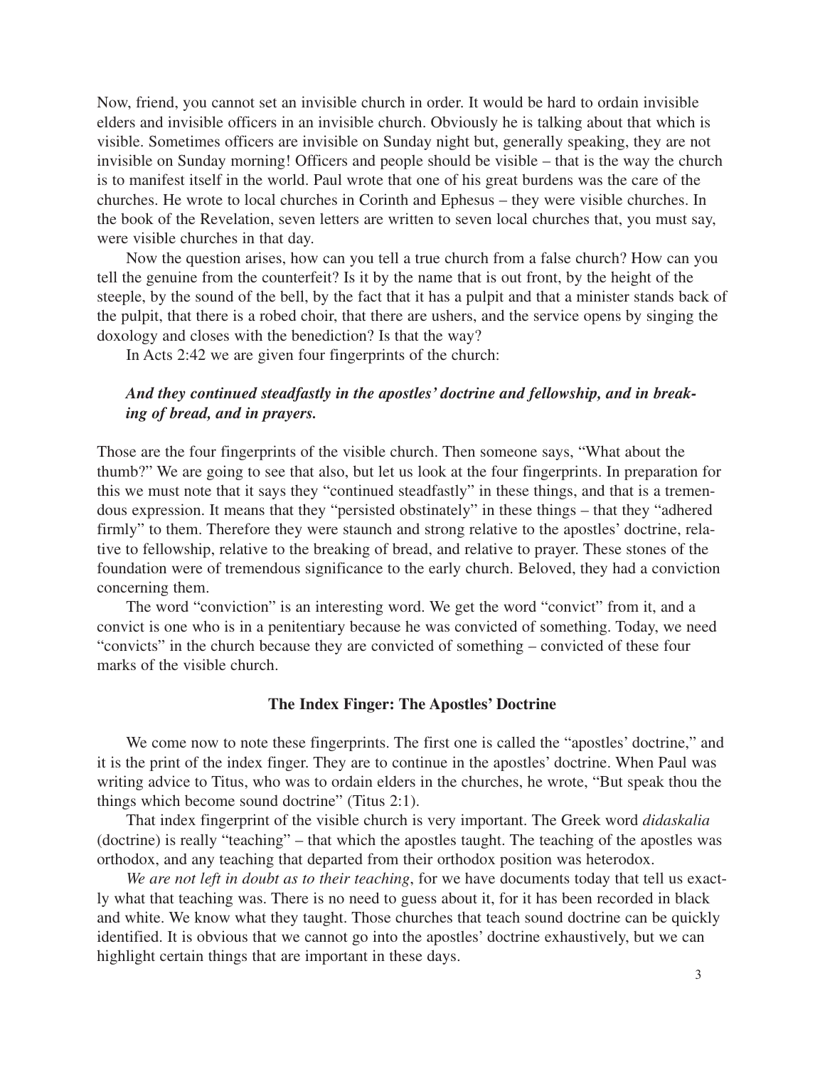Now, friend, you cannot set an invisible church in order. It would be hard to ordain invisible elders and invisible officers in an invisible church. Obviously he is talking about that which is visible. Sometimes officers are invisible on Sunday night but, generally speaking, they are not invisible on Sunday morning! Officers and people should be visible – that is the way the church is to manifest itself in the world. Paul wrote that one of his great burdens was the care of the churches. He wrote to local churches in Corinth and Ephesus – they were visible churches. In the book of the Revelation, seven letters are written to seven local churches that, you must say, were visible churches in that day.

Now the question arises, how can you tell a true church from a false church? How can you tell the genuine from the counterfeit? Is it by the name that is out front, by the height of the steeple, by the sound of the bell, by the fact that it has a pulpit and that a minister stands back of the pulpit, that there is a robed choir, that there are ushers, and the service opens by singing the doxology and closes with the benediction? Is that the way?

In Acts 2:42 we are given four fingerprints of the church:

> ***And they continued steadfastly in the apostles' doctrine and fellowship, and in breaking of bread, and in prayers.***

Those are the four fingerprints of the visible church. Then someone says, "What about the thumb?" We are going to see that also, but let us look at the four fingerprints. In preparation for this we must note that it says they "continued steadfastly" in these things, and that is a tremendous expression. It means that they "persisted obstinately" in these things – that they "adhered firmly" to them. Therefore they were staunch and strong relative to the apostles' doctrine, relative to fellowship, relative to the breaking of bread, and relative to prayer. These stones of the foundation were of tremendous significance to the early church. Beloved, they had a conviction concerning them.

The word "conviction" is an interesting word. We get the word "convict" from it, and a convict is one who is in a penitentiary because he was convicted of something. Today, we need "convicts" in the church because they are convicted of something – convicted of these four marks of the visible church.

### The Index Finger: The Apostles' Doctrine

We come now to note these fingerprints. The first one is called the "apostles' doctrine," and it is the print of the index finger. They are to continue in the apostles' doctrine. When Paul was writing advice to Titus, who was to ordain elders in the churches, he wrote, "But speak thou the things which become sound doctrine" (Titus 2:1).

That index fingerprint of the visible church is very important. The Greek word *didaskalia* (doctrine) is really "teaching" – that which the apostles taught. The teaching of the apostles was orthodox, and any teaching that departed from their orthodox position was heterodox.

*We are not left in doubt as to their teaching*, for we have documents today that tell us exactly what that teaching was. There is no need to guess about it, for it has been recorded in black and white. We know what they taught. Those churches that teach sound doctrine can be quickly identified. It is obvious that we cannot go into the apostles' doctrine exhaustively, but we can highlight certain things that are important in these days.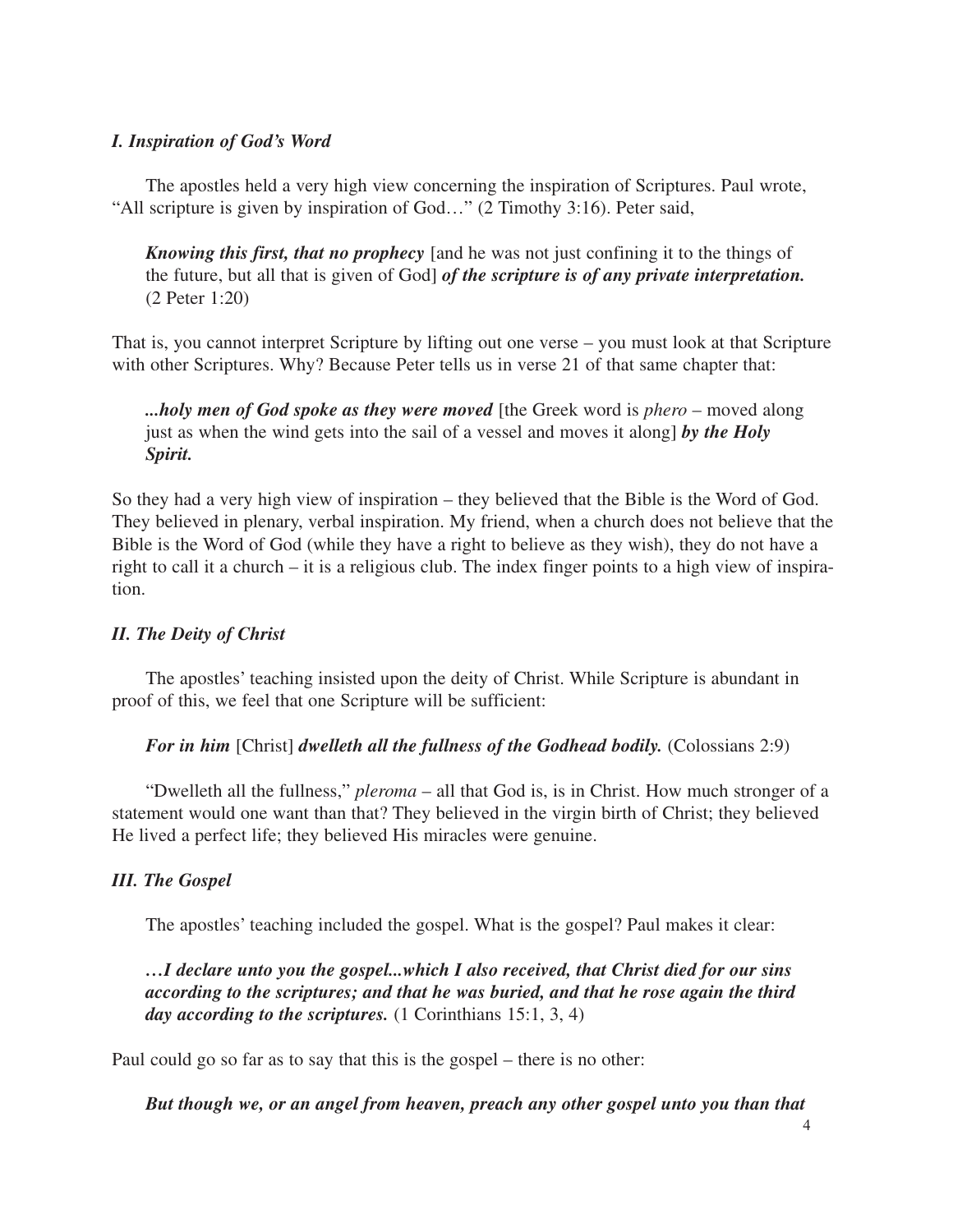### *I. Inspiration of God's Word*

The apostles held a very high view concerning the inspiration of Scriptures. Paul wrote, "All scripture is given by inspiration of God…" (2 Timothy 3:16). Peter said,

> ***Knowing this first, that no prophecy*** [and he was not just confining it to the things of the future, but all that is given of God] ***of the scripture is of any private interpretation.*** (2 Peter 1:20)

That is, you cannot interpret Scripture by lifting out one verse – you must look at that Scripture with other Scriptures. Why? Because Peter tells us in verse 21 of that same chapter that:

> ***...holy men of God spoke as they were moved*** [the Greek word is *phero* – moved along just as when the wind gets into the sail of a vessel and moves it along] ***by the Holy Spirit.***

So they had a very high view of inspiration – they believed that the Bible is the Word of God. They believed in plenary, verbal inspiration. My friend, when a church does not believe that the Bible is the Word of God (while they have a right to believe as they wish), they do not have a right to call it a church – it is a religious club. The index finger points to a high view of inspiration.

### *II. The Deity of Christ*

The apostles' teaching insisted upon the deity of Christ. While Scripture is abundant in proof of this, we feel that one Scripture will be sufficient:

> ***For in him*** [Christ] ***dwelleth all the fullness of the Godhead bodily.*** (Colossians 2:9)

"Dwelleth all the fullness," *pleroma* – all that God is, is in Christ. How much stronger of a statement would one want than that? They believed in the virgin birth of Christ; they believed He lived a perfect life; they believed His miracles were genuine.

### *III. The Gospel*

The apostles' teaching included the gospel. What is the gospel? Paul makes it clear:

> ***…I declare unto you the gospel...which I also received, that Christ died for our sins according to the scriptures; and that he was buried, and that he rose again the third day according to the scriptures.*** (1 Corinthians 15:1, 3, 4)

Paul could go so far as to say that this is the gospel – there is no other:

> ***But though we, or an angel from heaven, preach any other gospel unto you than that***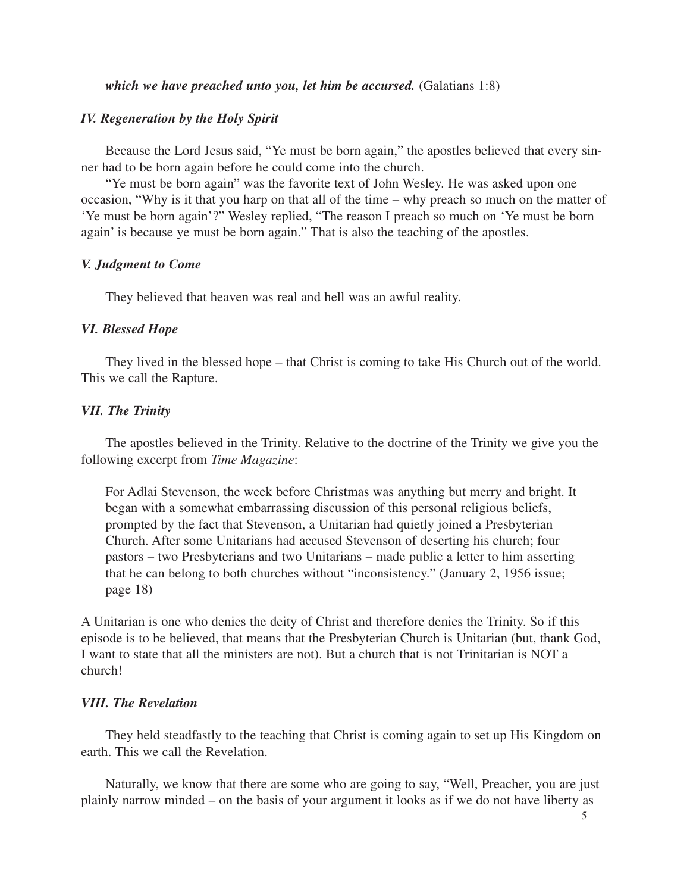***which we have preached unto you, let him be accursed.*** (Galatians 1:8)

### *IV. Regeneration by the Holy Spirit*

Because the Lord Jesus said, "Ye must be born again," the apostles believed that every sinner had to be born again before he could come into the church.

"Ye must be born again" was the favorite text of John Wesley. He was asked upon one occasion, "Why is it that you harp on that all of the time – why preach so much on the matter of 'Ye must be born again'?" Wesley replied, "The reason I preach so much on 'Ye must be born again' is because ye must be born again." That is also the teaching of the apostles.

### *V. Judgment to Come*

They believed that heaven was real and hell was an awful reality.

### *VI. Blessed Hope*

They lived in the blessed hope – that Christ is coming to take His Church out of the world. This we call the Rapture.

### *VII. The Trinity*

The apostles believed in the Trinity. Relative to the doctrine of the Trinity we give you the following excerpt from *Time Magazine*:

> For Adlai Stevenson, the week before Christmas was anything but merry and bright. It began with a somewhat embarrassing discussion of this personal religious beliefs, prompted by the fact that Stevenson, a Unitarian had quietly joined a Presbyterian Church. After some Unitarians had accused Stevenson of deserting his church; four pastors – two Presbyterians and two Unitarians – made public a letter to him asserting that he can belong to both churches without "inconsistency." (January 2, 1956 issue; page 18)

A Unitarian is one who denies the deity of Christ and therefore denies the Trinity. So if this episode is to be believed, that means that the Presbyterian Church is Unitarian (but, thank God, I want to state that all the ministers are not). But a church that is not Trinitarian is NOT a church!

### *VIII. The Revelation*

They held steadfastly to the teaching that Christ is coming again to set up His Kingdom on earth. This we call the Revelation.

Naturally, we know that there are some who are going to say, "Well, Preacher, you are just plainly narrow minded – on the basis of your argument it looks as if we do not have liberty as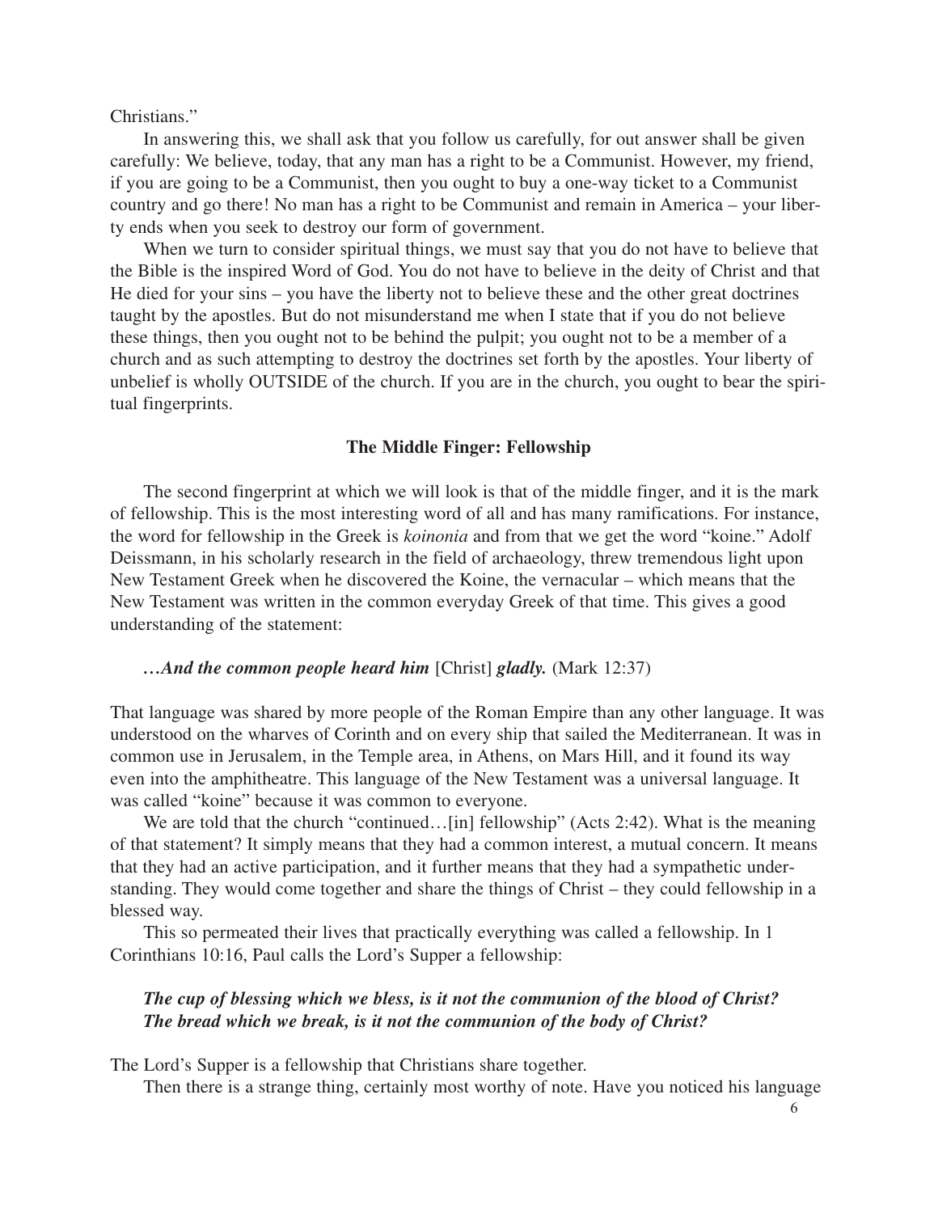Christians."

In answering this, we shall ask that you follow us carefully, for out answer shall be given carefully: We believe, today, that any man has a right to be a Communist. However, my friend, if you are going to be a Communist, then you ought to buy a one-way ticket to a Communist country and go there! No man has a right to be Communist and remain in America – your liberty ends when you seek to destroy our form of government.

When we turn to consider spiritual things, we must say that you do not have to believe that the Bible is the inspired Word of God. You do not have to believe in the deity of Christ and that He died for your sins – you have the liberty not to believe these and the other great doctrines taught by the apostles. But do not misunderstand me when I state that if you do not believe these things, then you ought not to be behind the pulpit; you ought not to be a member of a church and as such attempting to destroy the doctrines set forth by the apostles. Your liberty of unbelief is wholly OUTSIDE of the church. If you are in the church, you ought to bear the spiritual fingerprints.

### The Middle Finger: Fellowship

The second fingerprint at which we will look is that of the middle finger, and it is the mark of fellowship. This is the most interesting word of all and has many ramifications. For instance, the word for fellowship in the Greek is *koinonia* and from that we get the word "koine." Adolf Deissmann, in his scholarly research in the field of archaeology, threw tremendous light upon New Testament Greek when he discovered the Koine, the vernacular – which means that the New Testament was written in the common everyday Greek of that time. This gives a good understanding of the statement:

> ***…And the common people heard him*** [Christ] ***gladly.*** (Mark 12:37)

That language was shared by more people of the Roman Empire than any other language. It was understood on the wharves of Corinth and on every ship that sailed the Mediterranean. It was in common use in Jerusalem, in the Temple area, in Athens, on Mars Hill, and it found its way even into the amphitheatre. This language of the New Testament was a universal language. It was called "koine" because it was common to everyone.

We are told that the church "continued…[in] fellowship" (Acts 2:42). What is the meaning of that statement? It simply means that they had a common interest, a mutual concern. It means that they had an active participation, and it further means that they had a sympathetic understanding. They would come together and share the things of Christ – they could fellowship in a blessed way.

This so permeated their lives that practically everything was called a fellowship. In 1 Corinthians 10:16, Paul calls the Lord's Supper a fellowship:

> ***The cup of blessing which we bless, is it not the communion of the blood of Christ? The bread which we break, is it not the communion of the body of Christ?***

The Lord's Supper is a fellowship that Christians share together.

Then there is a strange thing, certainly most worthy of note. Have you noticed his language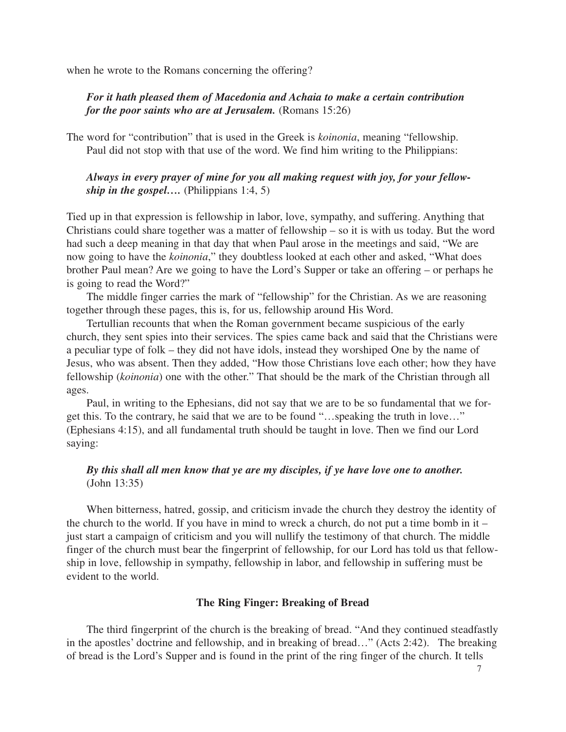when he wrote to the Romans concerning the offering?

> ***For it hath pleased them of Macedonia and Achaia to make a certain contribution for the poor saints who are at Jerusalem.*** (Romans 15:26)

The word for "contribution" that is used in the Greek is *koinonia*, meaning "fellowship.

Paul did not stop with that use of the word. We find him writing to the Philippians:

> ***Always in every prayer of mine for you all making request with joy, for your fellowship in the gospel….*** (Philippians 1:4, 5)

Tied up in that expression is fellowship in labor, love, sympathy, and suffering. Anything that Christians could share together was a matter of fellowship – so it is with us today. But the word had such a deep meaning in that day that when Paul arose in the meetings and said, "We are now going to have the *koinonia*," they doubtless looked at each other and asked, "What does brother Paul mean? Are we going to have the Lord's Supper or take an offering – or perhaps he is going to read the Word?"

The middle finger carries the mark of "fellowship" for the Christian. As we are reasoning together through these pages, this is, for us, fellowship around His Word.

Tertullian recounts that when the Roman government became suspicious of the early church, they sent spies into their services. The spies came back and said that the Christians were a peculiar type of folk – they did not have idols, instead they worshiped One by the name of Jesus, who was absent. Then they added, "How those Christians love each other; how they have fellowship (*koinonia*) one with the other." That should be the mark of the Christian through all ages.

Paul, in writing to the Ephesians, did not say that we are to be so fundamental that we forget this. To the contrary, he said that we are to be found "…speaking the truth in love…" (Ephesians 4:15), and all fundamental truth should be taught in love. Then we find our Lord saying:

> ***By this shall all men know that ye are my disciples, if ye have love one to another.*** (John 13:35)

When bitterness, hatred, gossip, and criticism invade the church they destroy the identity of the church to the world. If you have in mind to wreck a church, do not put a time bomb in it – just start a campaign of criticism and you will nullify the testimony of that church. The middle finger of the church must bear the fingerprint of fellowship, for our Lord has told us that fellowship in love, fellowship in sympathy, fellowship in labor, and fellowship in suffering must be evident to the world.

### The Ring Finger: Breaking of Bread

The third fingerprint of the church is the breaking of bread. "And they continued steadfastly in the apostles' doctrine and fellowship, and in breaking of bread…" (Acts 2:42). The breaking of bread is the Lord's Supper and is found in the print of the ring finger of the church. It tells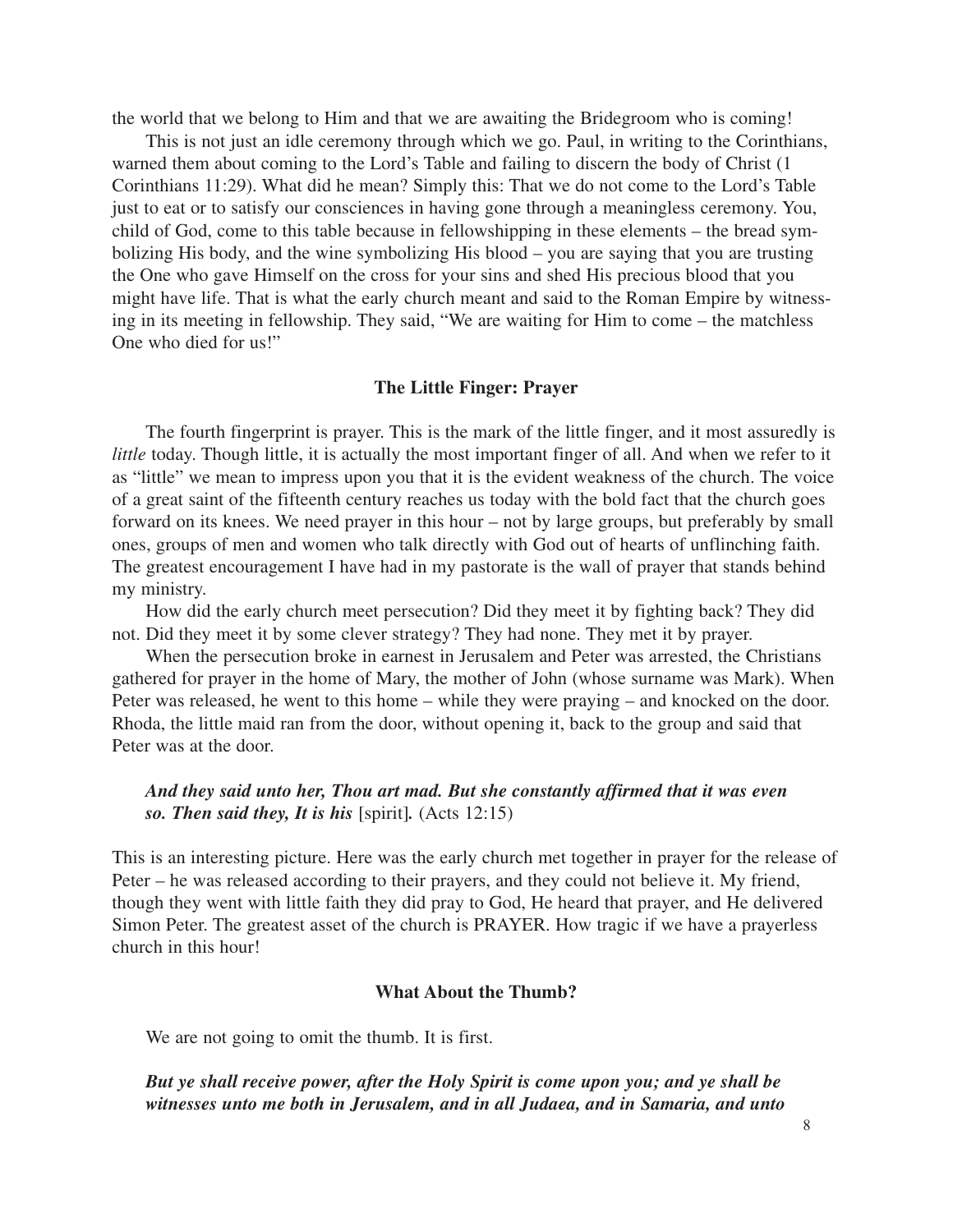the world that we belong to Him and that we are awaiting the Bridegroom who is coming!

This is not just an idle ceremony through which we go. Paul, in writing to the Corinthians, warned them about coming to the Lord's Table and failing to discern the body of Christ (1 Corinthians 11:29). What did he mean? Simply this: That we do not come to the Lord's Table just to eat or to satisfy our consciences in having gone through a meaningless ceremony. You, child of God, come to this table because in fellowshipping in these elements – the bread symbolizing His body, and the wine symbolizing His blood – you are saying that you are trusting the One who gave Himself on the cross for your sins and shed His precious blood that you might have life. That is what the early church meant and said to the Roman Empire by witnessing in its meeting in fellowship. They said, "We are waiting for Him to come – the matchless One who died for us!"

### The Little Finger: Prayer

The fourth fingerprint is prayer. This is the mark of the little finger, and it most assuredly is *little* today. Though little, it is actually the most important finger of all. And when we refer to it as "little" we mean to impress upon you that it is the evident weakness of the church. The voice of a great saint of the fifteenth century reaches us today with the bold fact that the church goes forward on its knees. We need prayer in this hour – not by large groups, but preferably by small ones, groups of men and women who talk directly with God out of hearts of unflinching faith. The greatest encouragement I have had in my pastorate is the wall of prayer that stands behind my ministry.

How did the early church meet persecution? Did they meet it by fighting back? They did not. Did they meet it by some clever strategy? They had none. They met it by prayer.

When the persecution broke in earnest in Jerusalem and Peter was arrested, the Christians gathered for prayer in the home of Mary, the mother of John (whose surname was Mark). When Peter was released, he went to this home – while they were praying – and knocked on the door. Rhoda, the little maid ran from the door, without opening it, back to the group and said that Peter was at the door.

> ***And they said unto her, Thou art mad. But she constantly affirmed that it was even so. Then said they, It is his*** [spirit]***.*** (Acts 12:15)

This is an interesting picture. Here was the early church met together in prayer for the release of Peter – he was released according to their prayers, and they could not believe it. My friend, though they went with little faith they did pray to God, He heard that prayer, and He delivered Simon Peter. The greatest asset of the church is PRAYER. How tragic if we have a prayerless church in this hour!

### What About the Thumb?

We are not going to omit the thumb. It is first.

> ***But ye shall receive power, after the Holy Spirit is come upon you; and ye shall be witnesses unto me both in Jerusalem, and in all Judaea, and in Samaria, and unto***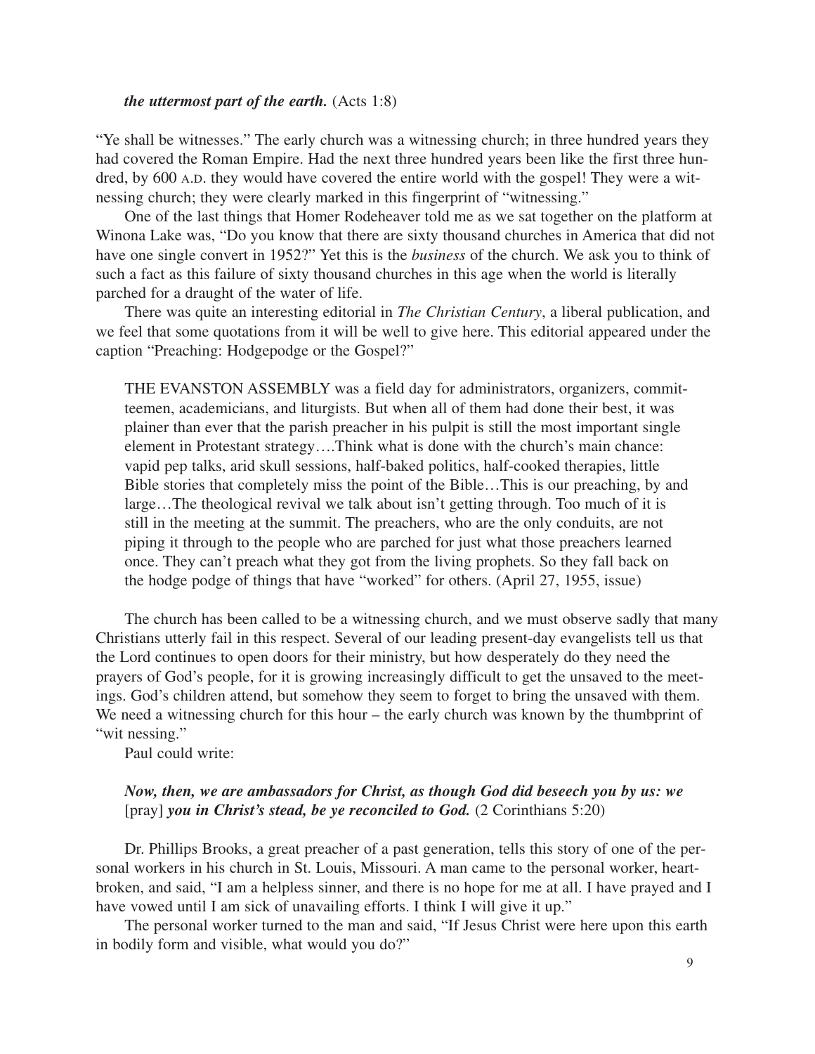***the uttermost part of the earth.*** (Acts 1:8)

"Ye shall be witnesses." The early church was a witnessing church; in three hundred years they had covered the Roman Empire. Had the next three hundred years been like the first three hundred, by 600 A.D. they would have covered the entire world with the gospel! They were a witnessing church; they were clearly marked in this fingerprint of "witnessing."

One of the last things that Homer Rodeheaver told me as we sat together on the platform at Winona Lake was, "Do you know that there are sixty thousand churches in America that did not have one single convert in 1952?" Yet this is the *business* of the church. We ask you to think of such a fact as this failure of sixty thousand churches in this age when the world is literally parched for a draught of the water of life.

There was quite an interesting editorial in *The Christian Century*, a liberal publication, and we feel that some quotations from it will be well to give here. This editorial appeared under the caption "Preaching: Hodgepodge or the Gospel?"

> THE EVANSTON ASSEMBLY was a field day for administrators, organizers, committeemen, academicians, and liturgists. But when all of them had done their best, it was plainer than ever that the parish preacher in his pulpit is still the most important single element in Protestant strategy….Think what is done with the church's main chance: vapid pep talks, arid skull sessions, half-baked politics, half-cooked therapies, little Bible stories that completely miss the point of the Bible…This is our preaching, by and large…The theological revival we talk about isn't getting through. Too much of it is still in the meeting at the summit. The preachers, who are the only conduits, are not piping it through to the people who are parched for just what those preachers learned once. They can't preach what they got from the living prophets. So they fall back on the hodge podge of things that have "worked" for others. (April 27, 1955, issue)

The church has been called to be a witnessing church, and we must observe sadly that many Christians utterly fail in this respect. Several of our leading present-day evangelists tell us that the Lord continues to open doors for their ministry, but how desperately do they need the prayers of God's people, for it is growing increasingly difficult to get the unsaved to the meetings. God's children attend, but somehow they seem to forget to bring the unsaved with them. We need a witnessing church for this hour – the early church was known by the thumbprint of "wit nessing."

Paul could write:

> ***Now, then, we are ambassadors for Christ, as though God did beseech you by us: we*** [pray] ***you in Christ's stead, be ye reconciled to God.*** (2 Corinthians 5:20)

Dr. Phillips Brooks, a great preacher of a past generation, tells this story of one of the personal workers in his church in St. Louis, Missouri. A man came to the personal worker, heartbroken, and said, "I am a helpless sinner, and there is no hope for me at all. I have prayed and I have vowed until I am sick of unavailing efforts. I think I will give it up."

The personal worker turned to the man and said, "If Jesus Christ were here upon this earth in bodily form and visible, what would you do?"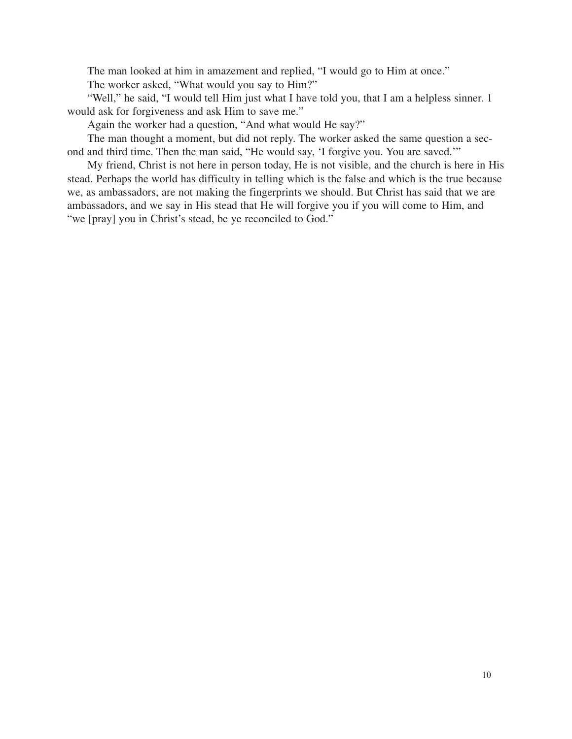The man looked at him in amazement and replied, "I would go to Him at once."

The worker asked, "What would you say to Him?"

"Well," he said, "I would tell Him just what I have told you, that I am a helpless sinner. 1 would ask for forgiveness and ask Him to save me."

Again the worker had a question, "And what would He say?"

The man thought a moment, but did not reply. The worker asked the same question a second and third time. Then the man said, "He would say, 'I forgive you. You are saved.'"

My friend, Christ is not here in person today, He is not visible, and the church is here in His stead. Perhaps the world has difficulty in telling which is the false and which is the true because we, as ambassadors, are not making the fingerprints we should. But Christ has said that we are ambassadors, and we say in His stead that He will forgive you if you will come to Him, and "we [pray] you in Christ's stead, be ye reconciled to God."